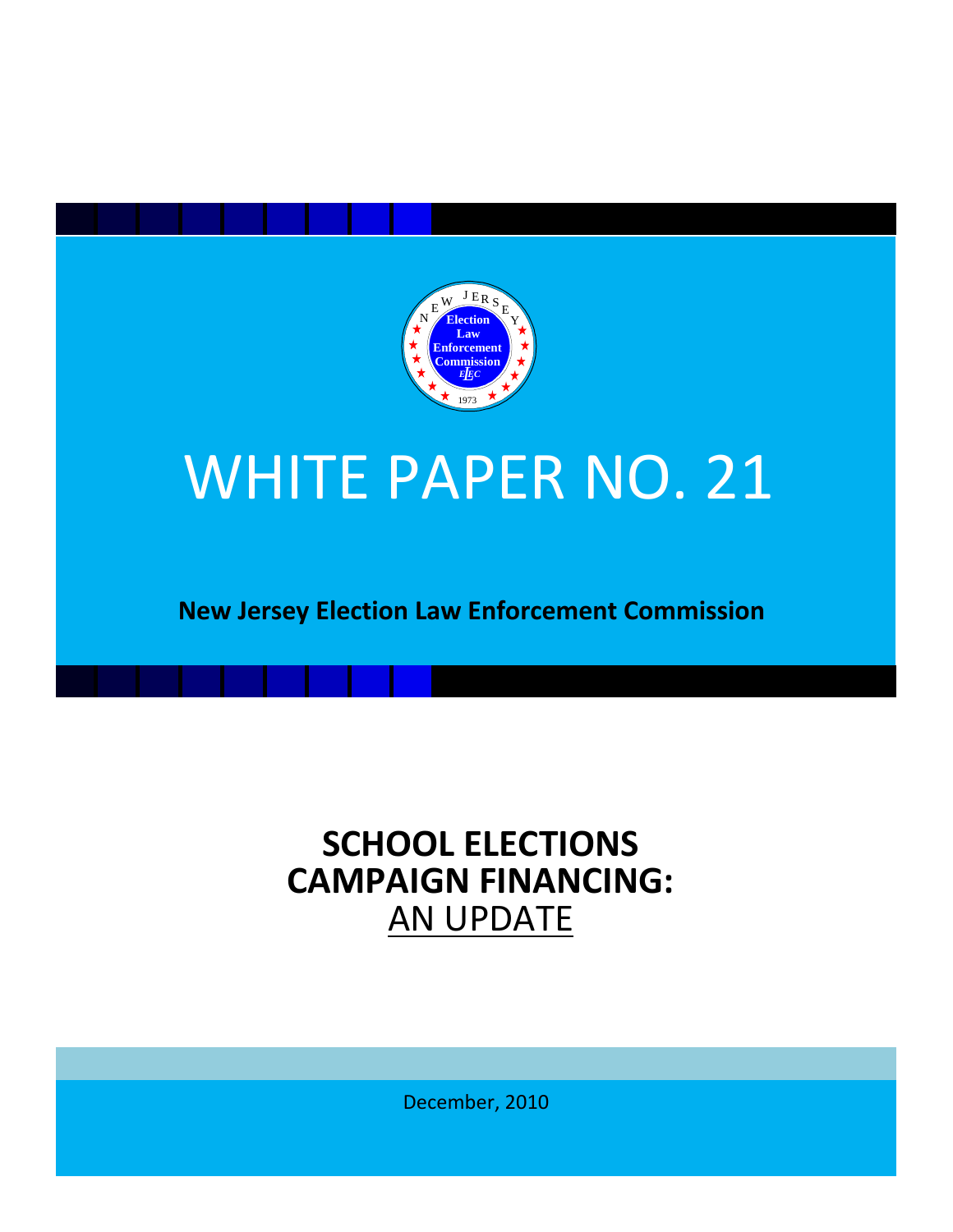# WHITE PAPER NO. 21

**New Jersey Election Law Enforcement Commission**

## SCHOOL ELECTIONS CAMPAIGN FINANCING:

AN UPDATE

December, 2010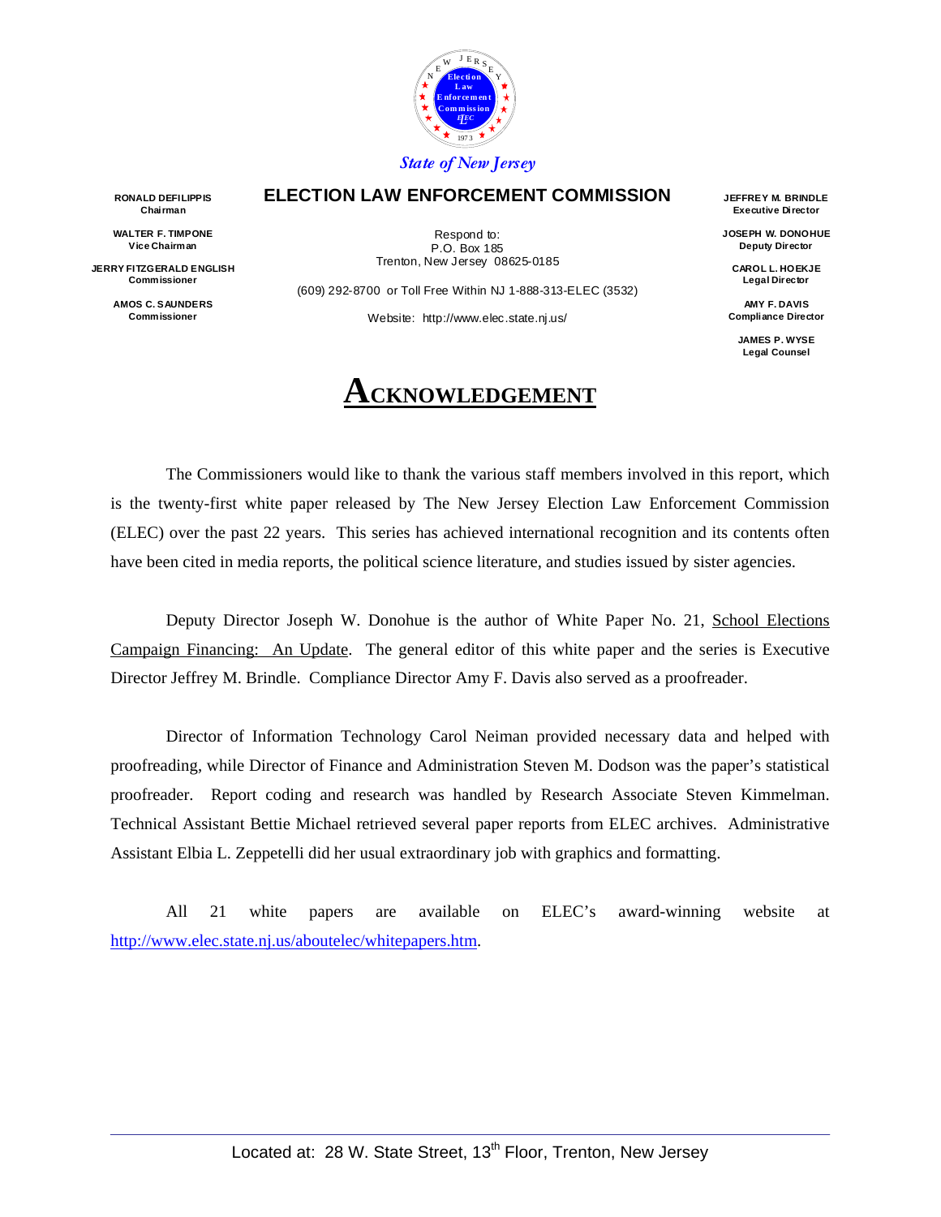State of New Jersey

**ELECTION LAW ENFORCEMENT COMMISSION**

**RONALD DEFILIPPIS**
**Chairman**

**WALTER F. TIMPONE**
**Vice Chairman**

**JERRY FITZGERALD ENGLISH**
**Commissioner**

**AMOS C. SAUNDERS**
**Commissioner**

Respond to:
P.O. Box 185
Trenton, New Jersey 08625-0185

(609) 292-8700 or Toll Free Within NJ 1-888-313-ELEC (3532)

Website: http://www.elec.state.nj.us/

**JEFFREY M. BRINDLE**
**Executive Director**

**JOSEPH W. DONOHUE**
**Deputy Director**

**CAROL L. HOEKJE**
**Legal Director**

**AMY F. DAVIS**
**Compliance Director**

**JAMES P. WYSE**
**Legal Counsel**

# ACKNOWLEDGEMENT

The Commissioners would like to thank the various staff members involved in this report, which is the twenty-first white paper released by The New Jersey Election Law Enforcement Commission (ELEC) over the past 22 years. This series has achieved international recognition and its contents often have been cited in media reports, the political science literature, and studies issued by sister agencies.

Deputy Director Joseph W. Donohue is the author of White Paper No. 21, School Elections Campaign Financing: An Update. The general editor of this white paper and the series is Executive Director Jeffrey M. Brindle. Compliance Director Amy F. Davis also served as a proofreader.

Director of Information Technology Carol Neiman provided necessary data and helped with proofreading, while Director of Finance and Administration Steven M. Dodson was the paper's statistical proofreader. Report coding and research was handled by Research Associate Steven Kimmelman. Technical Assistant Bettie Michael retrieved several paper reports from ELEC archives. Administrative Assistant Elbia L. Zeppetelli did her usual extraordinary job with graphics and formatting.

All 21 white papers are available on ELEC's award-winning website at http://www.elec.state.nj.us/aboutelec/whitepapers.htm.

Located at: 28 W. State Street, 13th Floor, Trenton, New Jersey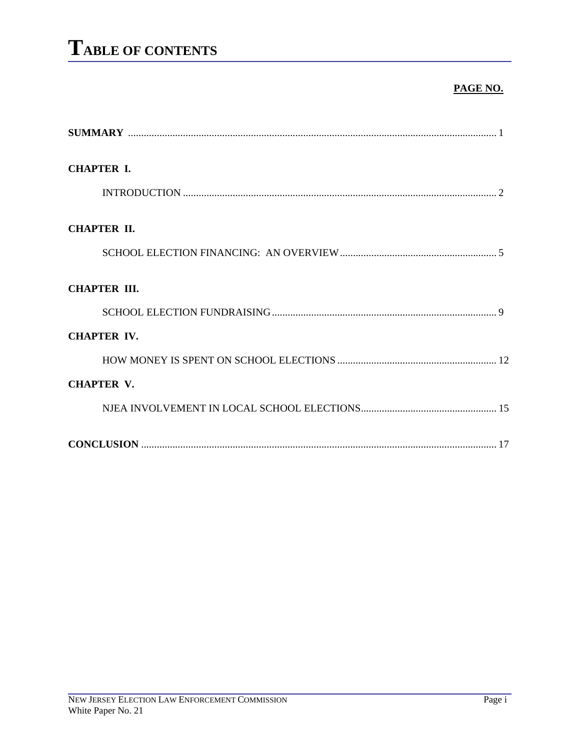# TABLE OF CONTENTS

**PAGE NO.**

**SUMMARY** ........................................................................................................................... 1

**CHAPTER I.**

INTRODUCTION ....................................................................................................................... 2

**CHAPTER II.**

SCHOOL ELECTION FINANCING: AN OVERVIEW ........................................................... 5

**CHAPTER III.**

SCHOOL ELECTION FUNDRAISING ..................................................................................... 9

**CHAPTER IV.**

HOW MONEY IS SPENT ON SCHOOL ELECTIONS ............................................................ 12

**CHAPTER V.**

NJEA INVOLVEMENT IN LOCAL SCHOOL ELECTIONS .................................................... 15

**CONCLUSION** ....................................................................................................................... 17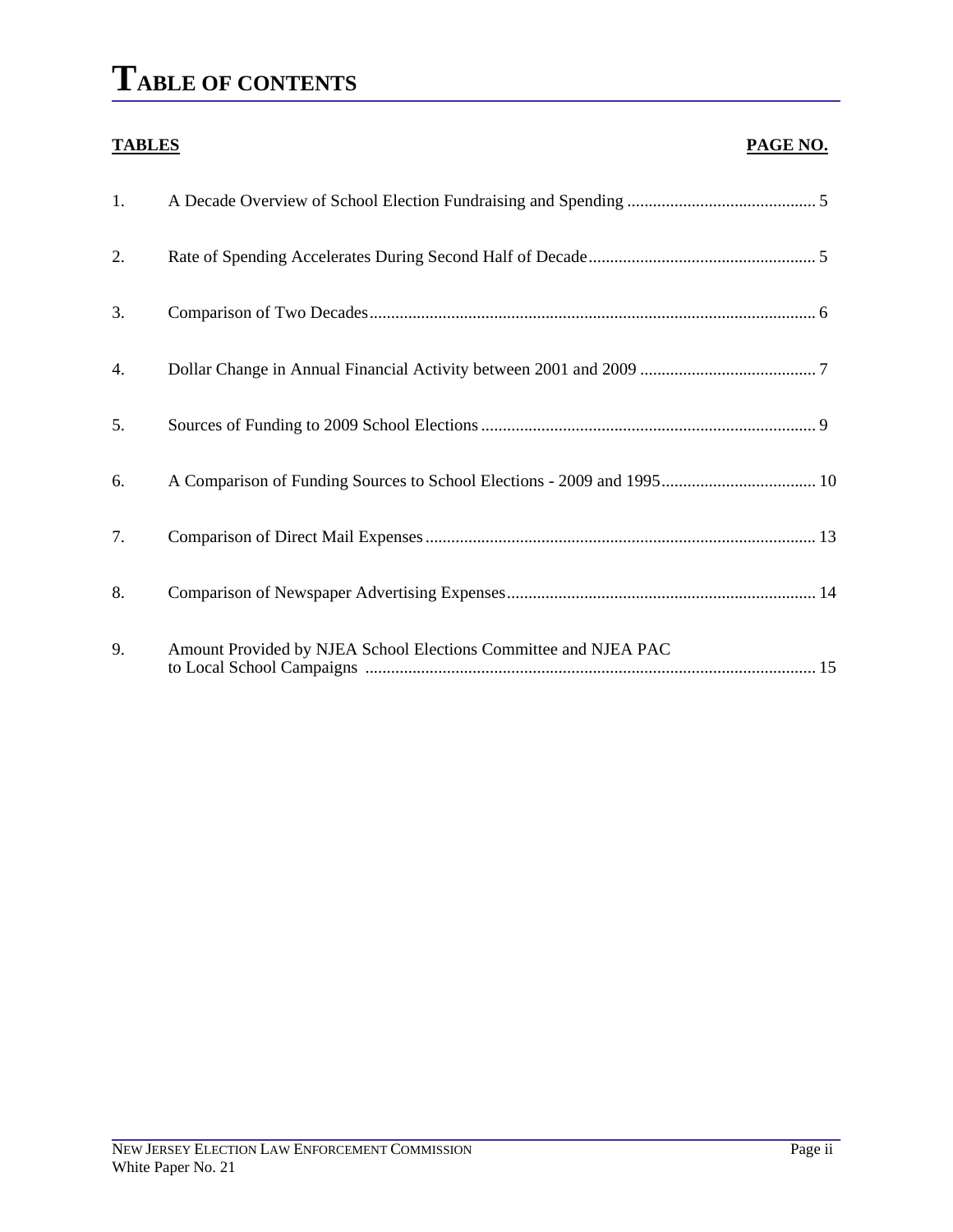# TABLE OF CONTENTS

| TABLES | | PAGE NO. |
|---|---|---|
| 1. | A Decade Overview of School Election Fundraising and Spending | 5 |
| 2. | Rate of Spending Accelerates During Second Half of Decade | 5 |
| 3. | Comparison of Two Decades | 6 |
| 4. | Dollar Change in Annual Financial Activity between 2001 and 2009 | 7 |
| 5. | Sources of Funding to 2009 School Elections | 9 |
| 6. | A Comparison of Funding Sources to School Elections - 2009 and 1995 | 10 |
| 7. | Comparison of Direct Mail Expenses | 13 |
| 8. | Comparison of Newspaper Advertising Expenses | 14 |
| 9. | Amount Provided by NJEA School Elections Committee and NJEA PAC to Local School Campaigns | 15 |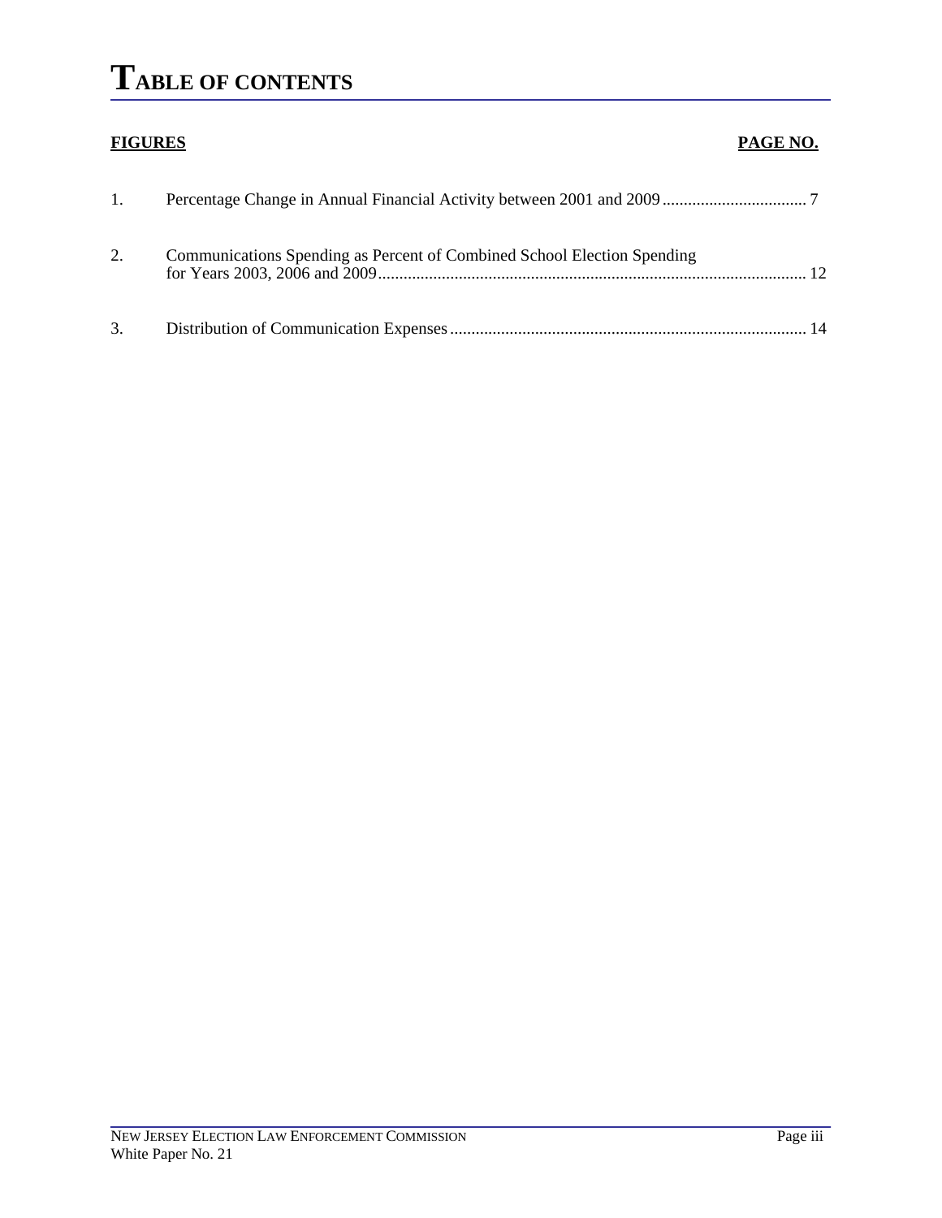# TABLE OF CONTENTS

| FIGURES | | PAGE NO. |
|---|---|---|
| 1. | Percentage Change in Annual Financial Activity between 2001 and 2009 | 7 |
| 2. | Communications Spending as Percent of Combined School Election Spending for Years 2003, 2006 and 2009 | 12 |
| 3. | Distribution of Communication Expenses | 14 |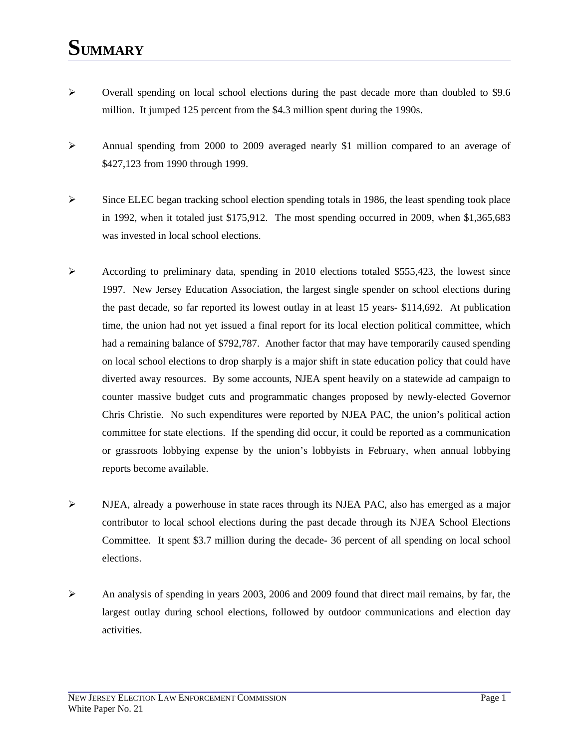# SUMMARY

- Overall spending on local school elections during the past decade more than doubled to $9.6 million. It jumped 125 percent from the $4.3 million spent during the 1990s.

- Annual spending from 2000 to 2009 averaged nearly $1 million compared to an average of $427,123 from 1990 through 1999.

- Since ELEC began tracking school election spending totals in 1986, the least spending took place in 1992, when it totaled just $175,912. The most spending occurred in 2009, when $1,365,683 was invested in local school elections.

- According to preliminary data, spending in 2010 elections totaled $555,423, the lowest since 1997. New Jersey Education Association, the largest single spender on school elections during the past decade, so far reported its lowest outlay in at least 15 years- $114,692. At publication time, the union had not yet issued a final report for its local election political committee, which had a remaining balance of $792,787. Another factor that may have temporarily caused spending on local school elections to drop sharply is a major shift in state education policy that could have diverted away resources. By some accounts, NJEA spent heavily on a statewide ad campaign to counter massive budget cuts and programmatic changes proposed by newly-elected Governor Chris Christie. No such expenditures were reported by NJEA PAC, the union's political action committee for state elections. If the spending did occur, it could be reported as a communication or grassroots lobbying expense by the union's lobbyists in February, when annual lobbying reports become available.

- NJEA, already a powerhouse in state races through its NJEA PAC, also has emerged as a major contributor to local school elections during the past decade through its NJEA School Elections Committee. It spent $3.7 million during the decade- 36 percent of all spending on local school elections.

- An analysis of spending in years 2003, 2006 and 2009 found that direct mail remains, by far, the largest outlay during school elections, followed by outdoor communications and election day activities.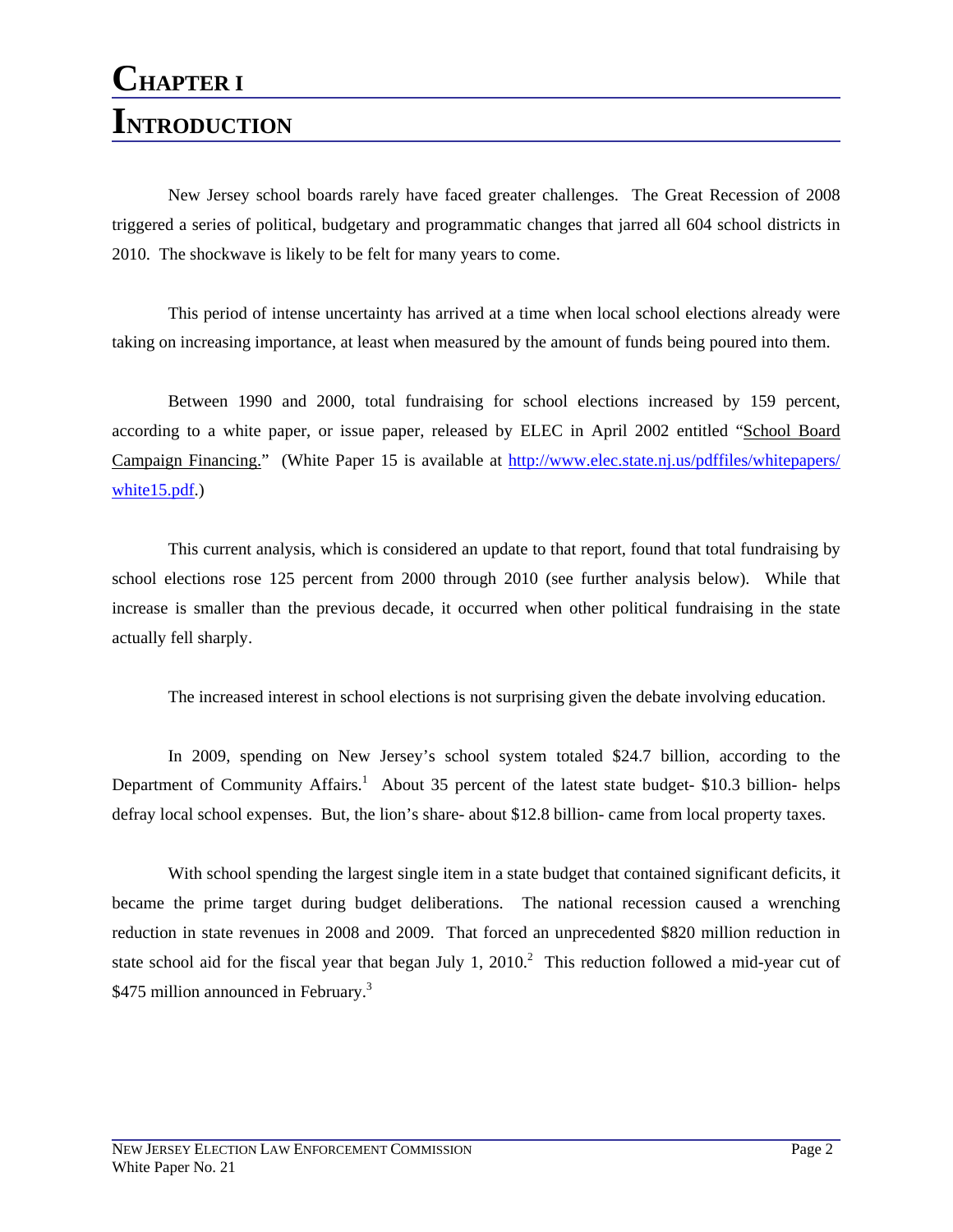# Chapter I
# Introduction

New Jersey school boards rarely have faced greater challenges. The Great Recession of 2008 triggered a series of political, budgetary and programmatic changes that jarred all 604 school districts in 2010. The shockwave is likely to be felt for many years to come.

This period of intense uncertainty has arrived at a time when local school elections already were taking on increasing importance, at least when measured by the amount of funds being poured into them.

Between 1990 and 2000, total fundraising for school elections increased by 159 percent, according to a white paper, or issue paper, released by ELEC in April 2002 entitled "School Board Campaign Financing." (White Paper 15 is available at [http://www.elec.state.nj.us/pdffiles/whitepapers/white15.pdf](http://www.elec.state.nj.us/pdffiles/whitepapers/white15.pdf).)

This current analysis, which is considered an update to that report, found that total fundraising by school elections rose 125 percent from 2000 through 2010 (see further analysis below). While that increase is smaller than the previous decade, it occurred when other political fundraising in the state actually fell sharply.

The increased interest in school elections is not surprising given the debate involving education.

In 2009, spending on New Jersey's school system totaled \$24.7 billion, according to the Department of Community Affairs.[1] About 35 percent of the latest state budget- \$10.3 billion- helps defray local school expenses. But, the lion's share- about \$12.8 billion- came from local property taxes.

With school spending the largest single item in a state budget that contained significant deficits, it became the prime target during budget deliberations. The national recession caused a wrenching reduction in state revenues in 2008 and 2009. That forced an unprecedented \$820 million reduction in state school aid for the fiscal year that began July 1, 2010.[2] This reduction followed a mid-year cut of \$475 million announced in February.[3]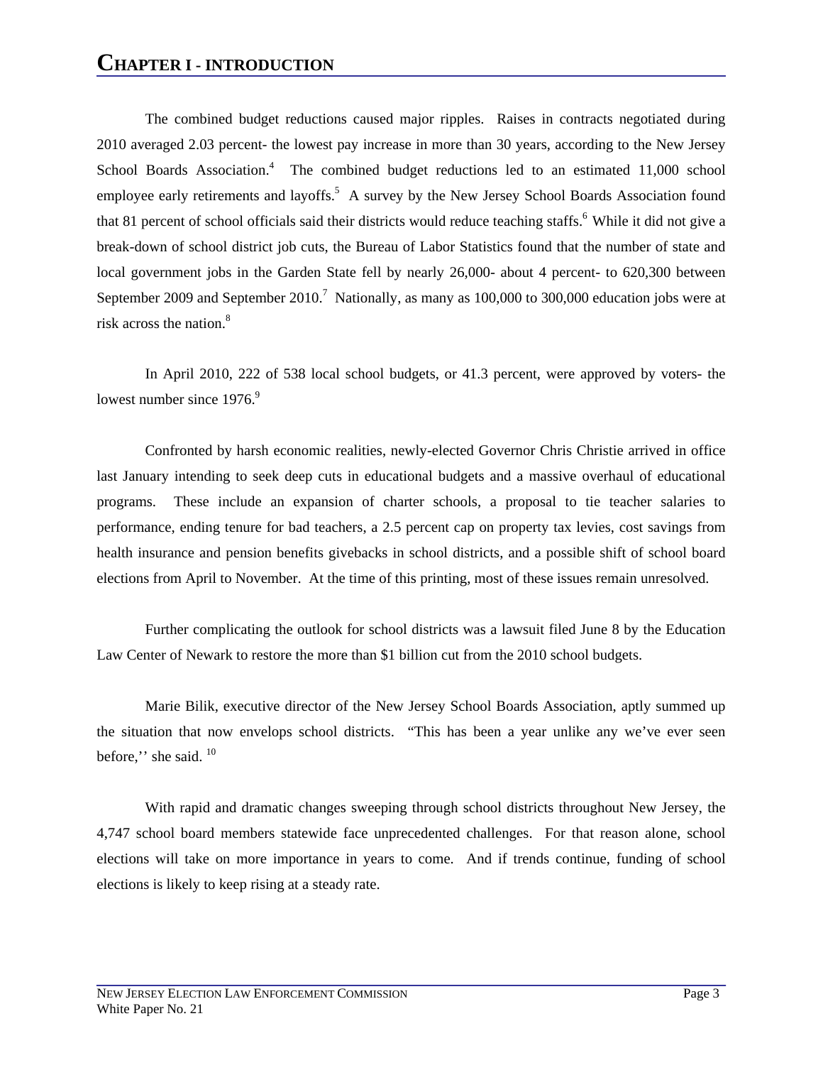# CHAPTER I - INTRODUCTION

The combined budget reductions caused major ripples. Raises in contracts negotiated during 2010 averaged 2.03 percent- the lowest pay increase in more than 30 years, according to the New Jersey School Boards Association.[4] The combined budget reductions led to an estimated 11,000 school employee early retirements and layoffs.[5] A survey by the New Jersey School Boards Association found that 81 percent of school officials said their districts would reduce teaching staffs.[6] While it did not give a break-down of school district job cuts, the Bureau of Labor Statistics found that the number of state and local government jobs in the Garden State fell by nearly 26,000- about 4 percent- to 620,300 between September 2009 and September 2010.[7] Nationally, as many as 100,000 to 300,000 education jobs were at risk across the nation.[8]

In April 2010, 222 of 538 local school budgets, or 41.3 percent, were approved by voters- the lowest number since 1976.[9]

Confronted by harsh economic realities, newly-elected Governor Chris Christie arrived in office last January intending to seek deep cuts in educational budgets and a massive overhaul of educational programs. These include an expansion of charter schools, a proposal to tie teacher salaries to performance, ending tenure for bad teachers, a 2.5 percent cap on property tax levies, cost savings from health insurance and pension benefits givebacks in school districts, and a possible shift of school board elections from April to November. At the time of this printing, most of these issues remain unresolved.

Further complicating the outlook for school districts was a lawsuit filed June 8 by the Education Law Center of Newark to restore the more than $1 billion cut from the 2010 school budgets.

Marie Bilik, executive director of the New Jersey School Boards Association, aptly summed up the situation that now envelops school districts. "This has been a year unlike any we've ever seen before,'' she said.[10]

With rapid and dramatic changes sweeping through school districts throughout New Jersey, the 4,747 school board members statewide face unprecedented challenges. For that reason alone, school elections will take on more importance in years to come. And if trends continue, funding of school elections is likely to keep rising at a steady rate.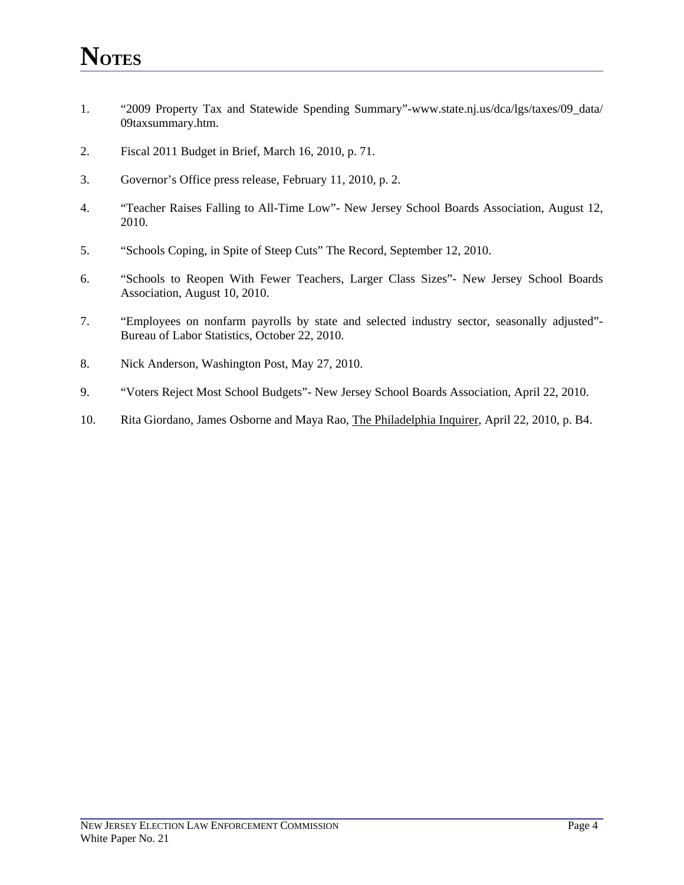# NOTES

1. "2009 Property Tax and Statewide Spending Summary"-www.state.nj.us/dca/lgs/taxes/09_data/09taxsummary.htm.

2. Fiscal 2011 Budget in Brief, March 16, 2010, p. 71.

3. Governor's Office press release, February 11, 2010, p. 2.

4. "Teacher Raises Falling to All-Time Low"- New Jersey School Boards Association, August 12, 2010.

5. "Schools Coping, in Spite of Steep Cuts" The Record, September 12, 2010.

6. "Schools to Reopen With Fewer Teachers, Larger Class Sizes"- New Jersey School Boards Association, August 10, 2010.

7. "Employees on nonfarm payrolls by state and selected industry sector, seasonally adjusted"- Bureau of Labor Statistics, October 22, 2010.

8. Nick Anderson, Washington Post, May 27, 2010.

9. "Voters Reject Most School Budgets"- New Jersey School Boards Association, April 22, 2010.

10. Rita Giordano, James Osborne and Maya Rao, The Philadelphia Inquirer, April 22, 2010, p. B4.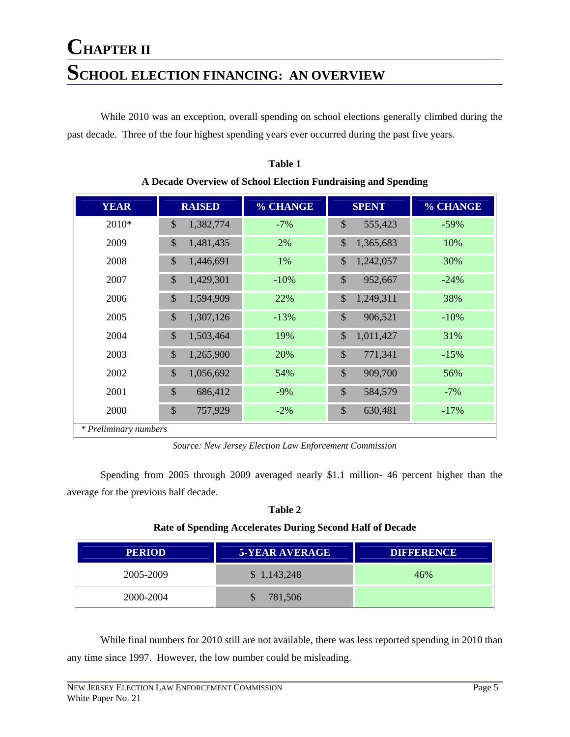# CHAPTER II

# SCHOOL ELECTION FINANCING: AN OVERVIEW

While 2010 was an exception, overall spending on school elections generally climbed during the past decade. Three of the four highest spending years ever occurred during the past five years.

**Table 1**

**A Decade Overview of School Election Fundraising and Spending**

| YEAR | RAISED | % CHANGE | SPENT | % CHANGE |
|---|---|---|---|---|
| 2010* | $ 1,382,774 | -7% | $ 555,423 | -59% |
| 2009 | $ 1,481,435 | 2% | $ 1,365,683 | 10% |
| 2008 | $ 1,446,691 | 1% | $ 1,242,057 | 30% |
| 2007 | $ 1,429,301 | -10% | $ 952,667 | -24% |
| 2006 | $ 1,594,909 | 22% | $ 1,249,311 | 38% |
| 2005 | $ 1,307,126 | -13% | $ 906,521 | -10% |
| 2004 | $ 1,503,464 | 19% | $ 1,011,427 | 31% |
| 2003 | $ 1,265,900 | 20% | $ 771,341 | -15% |
| 2002 | $ 1,056,692 | 54% | $ 909,700 | 56% |
| 2001 | $ 686,412 | -9% | $ 584,579 | -7% |
| 2000 | $ 757,929 | -2% | $ 630,481 | -17% |

*\* Preliminary numbers*

*Source: New Jersey Election Law Enforcement Commission*

Spending from 2005 through 2009 averaged nearly $1.1 million- 46 percent higher than the average for the previous half decade.

**Table 2**

**Rate of Spending Accelerates During Second Half of Decade**

| PERIOD | 5-YEAR AVERAGE | DIFFERENCE |
|---|---|---|
| 2005-2009 | $ 1,143,248 | 46% |
| 2000-2004 | $ 781,506 | |

While final numbers for 2010 still are not available, there was less reported spending in 2010 than any time since 1997. However, the low number could be misleading.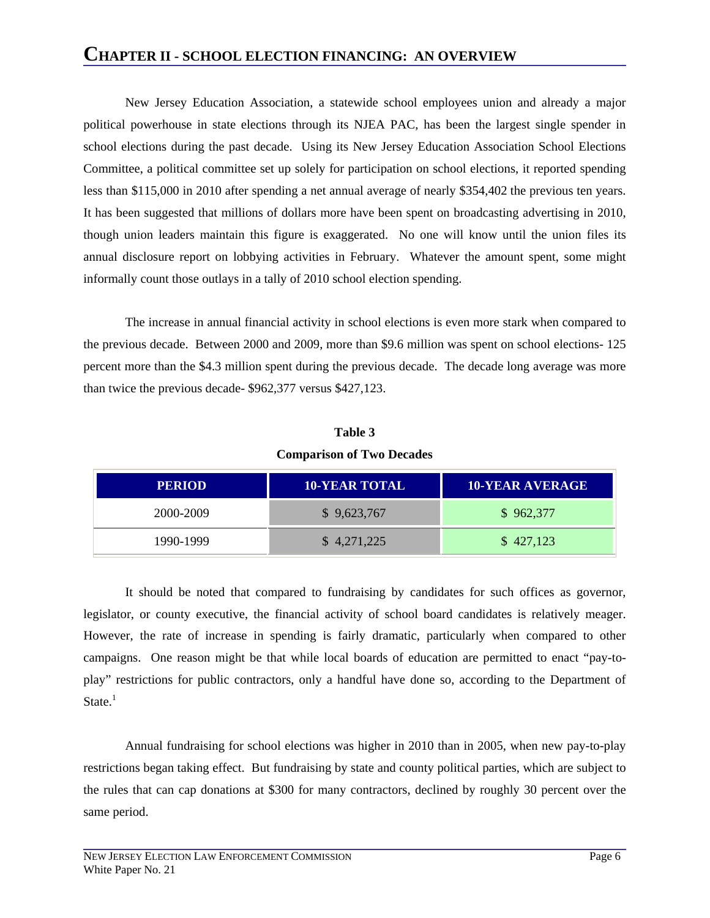# CHAPTER II - SCHOOL ELECTION FINANCING: AN OVERVIEW

New Jersey Education Association, a statewide school employees union and already a major political powerhouse in state elections through its NJEA PAC, has been the largest single spender in school elections during the past decade. Using its New Jersey Education Association School Elections Committee, a political committee set up solely for participation on school elections, it reported spending less than $115,000 in 2010 after spending a net annual average of nearly $354,402 the previous ten years. It has been suggested that millions of dollars more have been spent on broadcasting advertising in 2010, though union leaders maintain this figure is exaggerated. No one will know until the union files its annual disclosure report on lobbying activities in February. Whatever the amount spent, some might informally count those outlays in a tally of 2010 school election spending.

The increase in annual financial activity in school elections is even more stark when compared to the previous decade. Between 2000 and 2009, more than $9.6 million was spent on school elections- 125 percent more than the $4.3 million spent during the previous decade. The decade long average was more than twice the previous decade- $962,377 versus $427,123.

**Table 3**

**Comparison of Two Decades**

| PERIOD | 10-YEAR TOTAL | 10-YEAR AVERAGE |
|---|---|---|
| 2000-2009 | $ 9,623,767 | $ 962,377 |
| 1990-1999 | $ 4,271,225 | $ 427,123 |

It should be noted that compared to fundraising by candidates for such offices as governor, legislator, or county executive, the financial activity of school board candidates is relatively meager. However, the rate of increase in spending is fairly dramatic, particularly when compared to other campaigns. One reason might be that while local boards of education are permitted to enact "pay-to-play" restrictions for public contractors, only a handful have done so, according to the Department of State.[1]

Annual fundraising for school elections was higher in 2010 than in 2005, when new pay-to-play restrictions began taking effect. But fundraising by state and county political parties, which are subject to the rules that can cap donations at $300 for many contractors, declined by roughly 30 percent over the same period.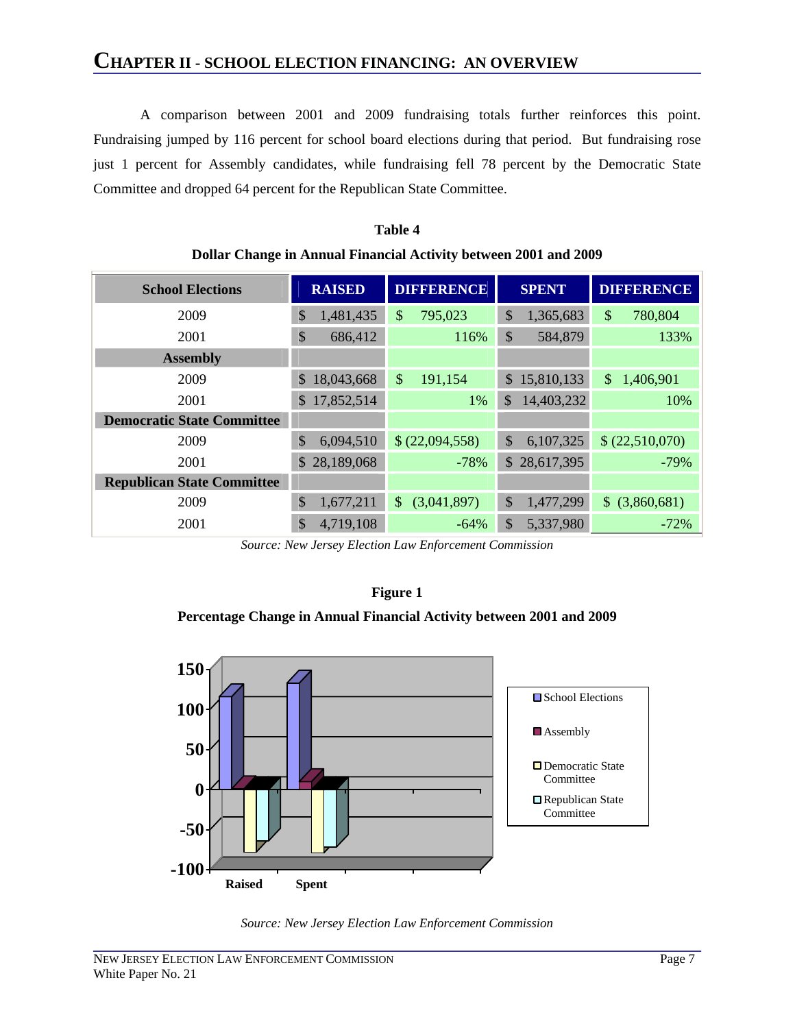## CHAPTER II - SCHOOL ELECTION FINANCING: AN OVERVIEW

A comparison between 2001 and 2009 fundraising totals further reinforces this point. Fundraising jumped by 116 percent for school board elections during that period. But fundraising rose just 1 percent for Assembly candidates, while fundraising fell 78 percent by the Democratic State Committee and dropped 64 percent for the Republican State Committee.

**Table 4**

**Dollar Change in Annual Financial Activity between 2001 and 2009**

| School Elections | RAISED | DIFFERENCE | SPENT | DIFFERENCE |
|---|---|---|---|---|
| 2009 | $ 1,481,435 | $ 795,023 | $ 1,365,683 | $ 780,804 |
| 2001 | $ 686,412 | 116% | $ 584,879 | 133% |
| **Assembly** | | | | |
| 2009 | $ 18,043,668 | $ 191,154 | $ 15,810,133 | $ 1,406,901 |
| 2001 | $ 17,852,514 | 1% | $ 14,403,232 | 10% |
| **Democratic State Committee** | | | | |
| 2009 | $ 6,094,510 | $ (22,094,558) | $ 6,107,325 | $ (22,510,070) |
| 2001 | $ 28,189,068 | -78% | $ 28,617,395 | -79% |
| **Republican State Committee** | | | | |
| 2009 | $ 1,677,211 | $ (3,041,897) | $ 1,477,299 | $ (3,860,681) |
| 2001 | $ 4,719,108 | -64% | $ 5,337,980 | -72% |

*Source: New Jersey Election Law Enforcement Commission*

**Figure 1**

**Percentage Change in Annual Financial Activity between 2001 and 2009**

*Source: New Jersey Election Law Enforcement Commission*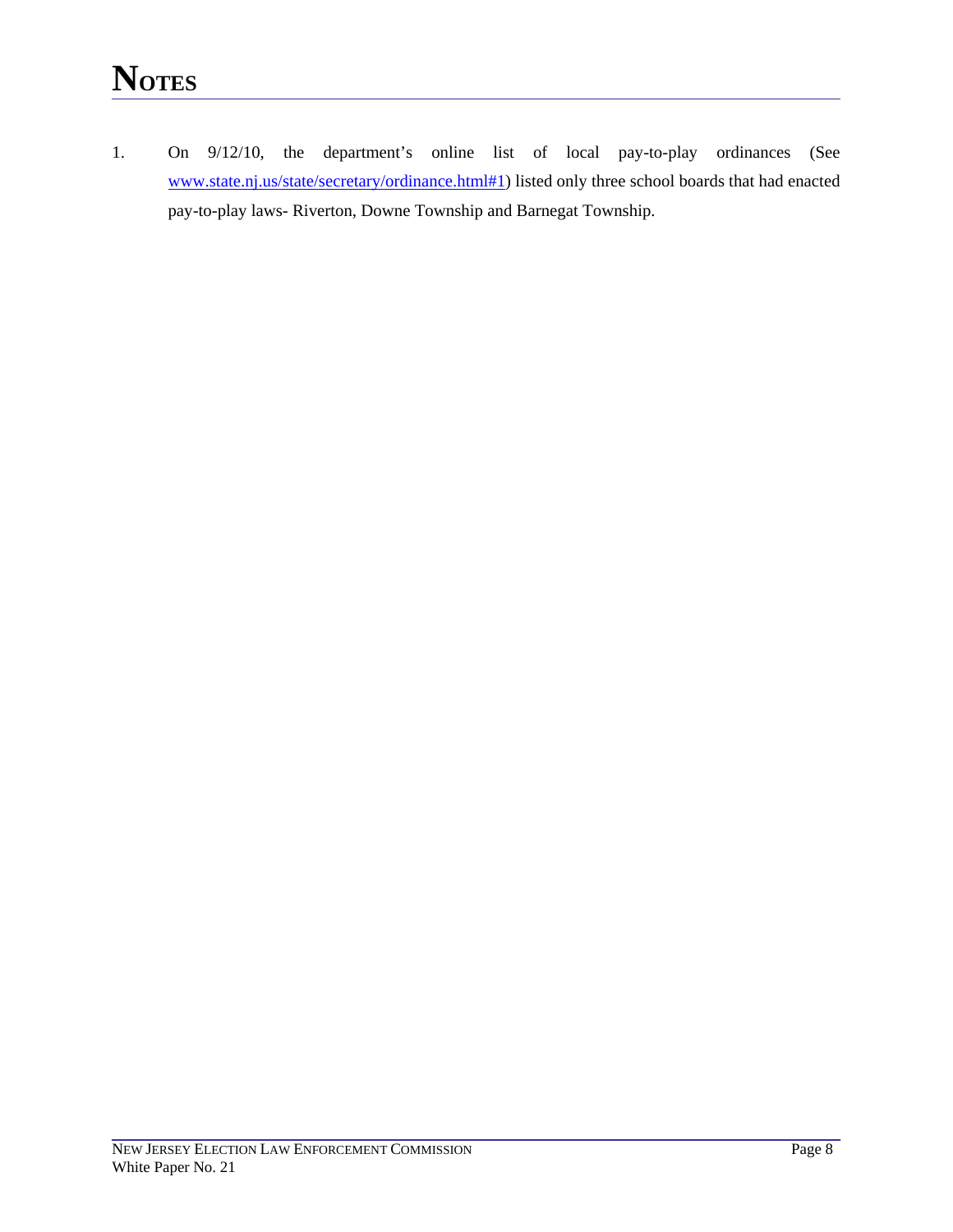# NOTES

1. On 9/12/10, the department's online list of local pay-to-play ordinances (See www.state.nj.us/state/secretary/ordinance.html#1) listed only three school boards that had enacted pay-to-play laws- Riverton, Downe Township and Barnegat Township.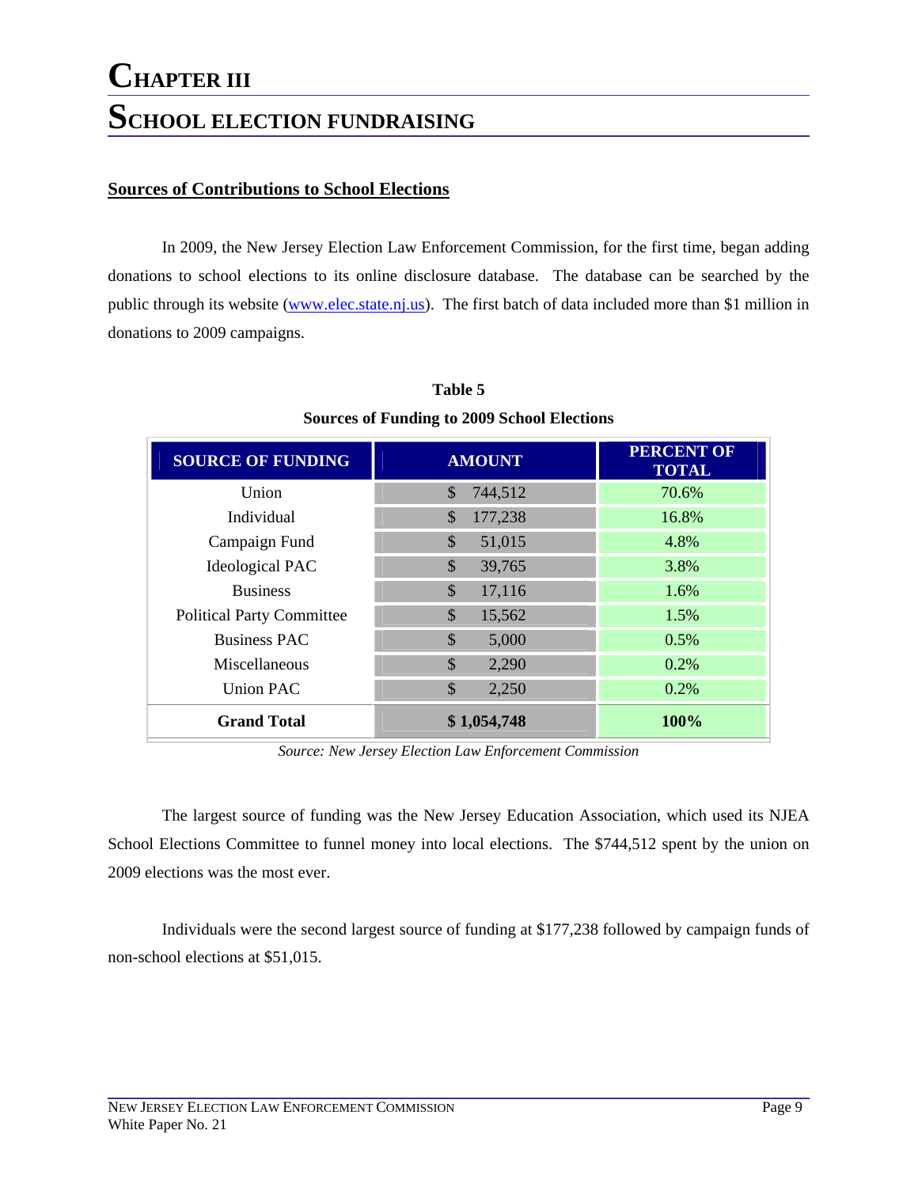# CHAPTER III

# SCHOOL ELECTION FUNDRAISING

## Sources of Contributions to School Elections

In 2009, the New Jersey Election Law Enforcement Commission, for the first time, began adding donations to school elections to its online disclosure database. The database can be searched by the public through its website (www.elec.state.nj.us). The first batch of data included more than $1 million in donations to 2009 campaigns.

**Table 5**

**Sources of Funding to 2009 School Elections**

| SOURCE OF FUNDING | AMOUNT | PERCENT OF TOTAL |
|---|---|---|
| Union | $ 744,512 | 70.6% |
| Individual | $ 177,238 | 16.8% |
| Campaign Fund | $ 51,015 | 4.8% |
| Ideological PAC | $ 39,765 | 3.8% |
| Business | $ 17,116 | 1.6% |
| Political Party Committee | $ 15,562 | 1.5% |
| Business PAC | $ 5,000 | 0.5% |
| Miscellaneous | $ 2,290 | 0.2% |
| Union PAC | $ 2,250 | 0.2% |
| **Grand Total** | **$ 1,054,748** | **100%** |

*Source: New Jersey Election Law Enforcement Commission*

The largest source of funding was the New Jersey Education Association, which used its NJEA School Elections Committee to funnel money into local elections. The $744,512 spent by the union on 2009 elections was the most ever.

Individuals were the second largest source of funding at $177,238 followed by campaign funds of non-school elections at $51,015.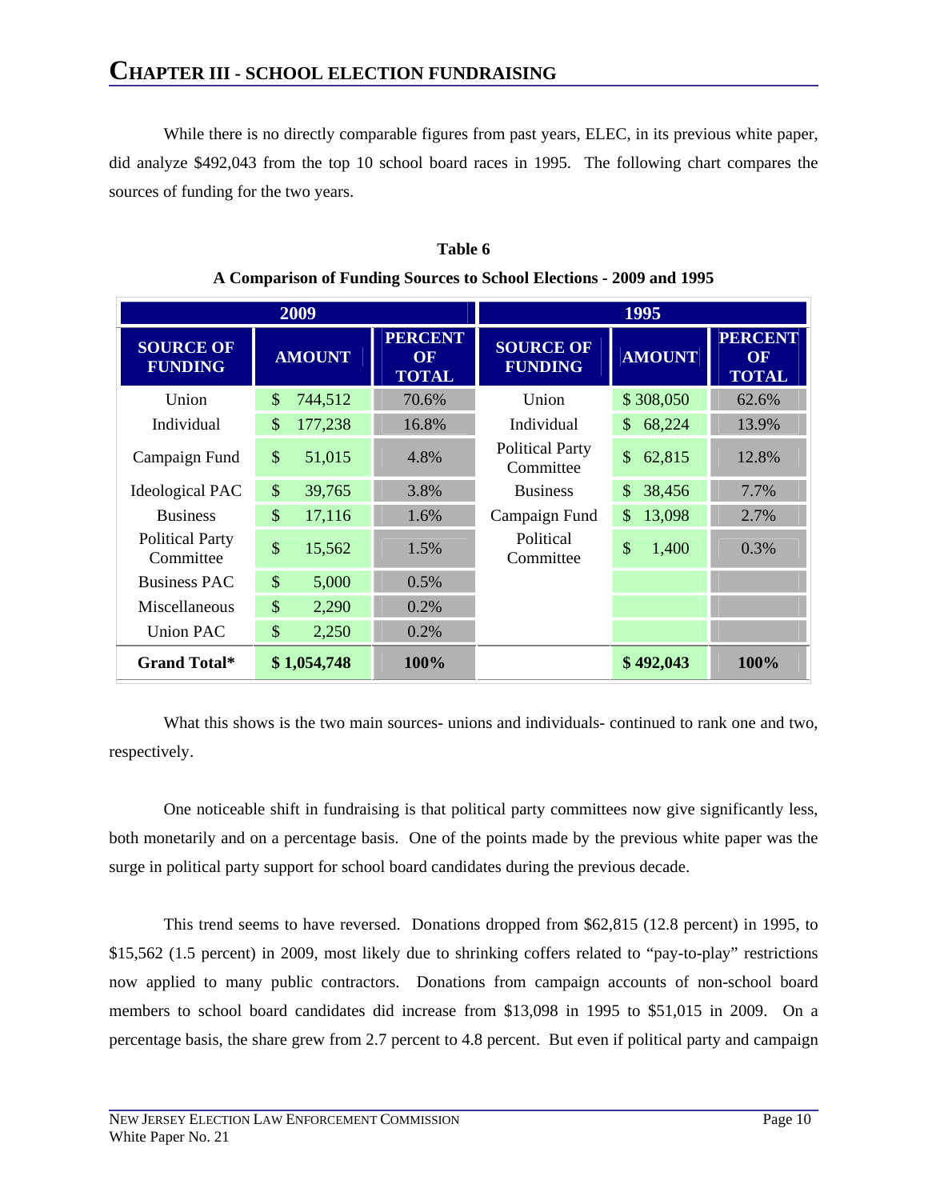## CHAPTER III - SCHOOL ELECTION FUNDRAISING

While there is no directly comparable figures from past years, ELEC, in its previous white paper, did analyze $492,043 from the top 10 school board races in 1995. The following chart compares the sources of funding for the two years.

**Table 6**

**A Comparison of Funding Sources to School Elections - 2009 and 1995**

| 2009 | | | 1995 | | |
|---|---|---|---|---|---|
| **SOURCE OF FUNDING** | **AMOUNT** | **PERCENT OF TOTAL** | **SOURCE OF FUNDING** | **AMOUNT** | **PERCENT OF TOTAL** |
| Union | $ 744,512 | 70.6% | Union | $ 308,050 | 62.6% |
| Individual | $ 177,238 | 16.8% | Individual | $ 68,224 | 13.9% |
| Campaign Fund | $ 51,015 | 4.8% | Political Party Committee | $ 62,815 | 12.8% |
| Ideological PAC | $ 39,765 | 3.8% | Business | $ 38,456 | 7.7% |
| Business | $ 17,116 | 1.6% | Campaign Fund | $ 13,098 | 2.7% |
| Political Party Committee | $ 15,562 | 1.5% | Political Committee | $ 1,400 | 0.3% |
| Business PAC | $ 5,000 | 0.5% | | | |
| Miscellaneous | $ 2,290 | 0.2% | | | |
| Union PAC | $ 2,250 | 0.2% | | | |
| **Grand Total*** | **$ 1,054,748** | **100%** | | **$ 492,043** | **100%** |

What this shows is the two main sources- unions and individuals- continued to rank one and two, respectively.

One noticeable shift in fundraising is that political party committees now give significantly less, both monetarily and on a percentage basis. One of the points made by the previous white paper was the surge in political party support for school board candidates during the previous decade.

This trend seems to have reversed. Donations dropped from $62,815 (12.8 percent) in 1995, to $15,562 (1.5 percent) in 2009, most likely due to shrinking coffers related to "pay-to-play" restrictions now applied to many public contractors. Donations from campaign accounts of non-school board members to school board candidates did increase from $13,098 in 1995 to $51,015 in 2009. On a percentage basis, the share grew from 2.7 percent to 4.8 percent. But even if political party and campaign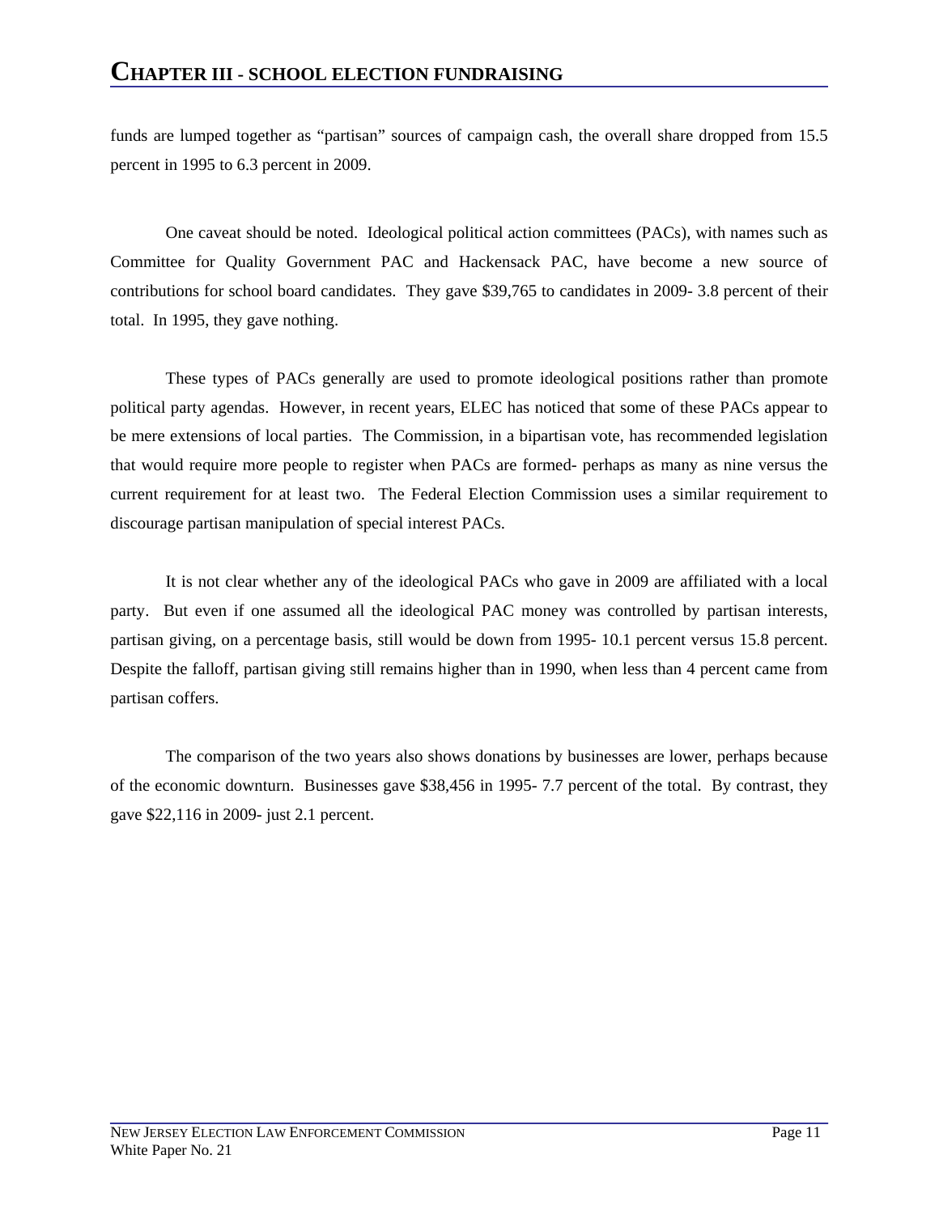funds are lumped together as "partisan" sources of campaign cash, the overall share dropped from 15.5 percent in 1995 to 6.3 percent in 2009.

One caveat should be noted. Ideological political action committees (PACs), with names such as Committee for Quality Government PAC and Hackensack PAC, have become a new source of contributions for school board candidates. They gave $39,765 to candidates in 2009- 3.8 percent of their total. In 1995, they gave nothing.

These types of PACs generally are used to promote ideological positions rather than promote political party agendas. However, in recent years, ELEC has noticed that some of these PACs appear to be mere extensions of local parties. The Commission, in a bipartisan vote, has recommended legislation that would require more people to register when PACs are formed- perhaps as many as nine versus the current requirement for at least two. The Federal Election Commission uses a similar requirement to discourage partisan manipulation of special interest PACs.

It is not clear whether any of the ideological PACs who gave in 2009 are affiliated with a local party. But even if one assumed all the ideological PAC money was controlled by partisan interests, partisan giving, on a percentage basis, still would be down from 1995- 10.1 percent versus 15.8 percent. Despite the falloff, partisan giving still remains higher than in 1990, when less than 4 percent came from partisan coffers.

The comparison of the two years also shows donations by businesses are lower, perhaps because of the economic downturn. Businesses gave $38,456 in 1995- 7.7 percent of the total. By contrast, they gave $22,116 in 2009- just 2.1 percent.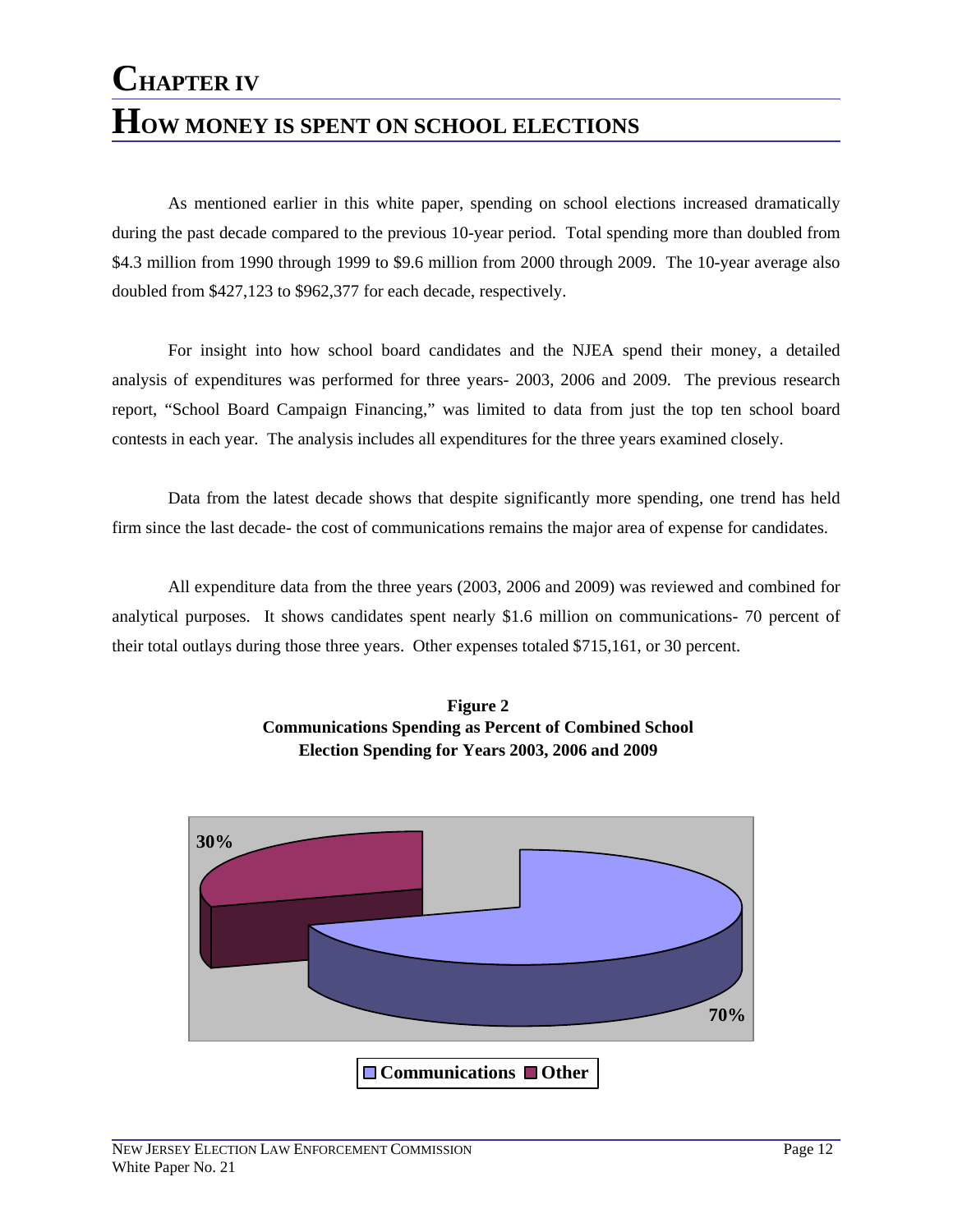# Chapter IV

# How Money Is Spent on School Elections

As mentioned earlier in this white paper, spending on school elections increased dramatically during the past decade compared to the previous 10-year period. Total spending more than doubled from \$4.3 million from 1990 through 1999 to \$9.6 million from 2000 through 2009. The 10-year average also doubled from \$427,123 to \$962,377 for each decade, respectively.

For insight into how school board candidates and the NJEA spend their money, a detailed analysis of expenditures was performed for three years- 2003, 2006 and 2009. The previous research report, "School Board Campaign Financing," was limited to data from just the top ten school board contests in each year. The analysis includes all expenditures for the three years examined closely.

Data from the latest decade shows that despite significantly more spending, one trend has held firm since the last decade- the cost of communications remains the major area of expense for candidates.

All expenditure data from the three years (2003, 2006 and 2009) was reviewed and combined for analytical purposes. It shows candidates spent nearly \$1.6 million on communications- 70 percent of their total outlays during those three years. Other expenses totaled \$715,161, or 30 percent.

**Figure 2**
**Communications Spending as Percent of Combined School Election Spending for Years 2003, 2006 and 2009**

| Category | Percent |
|---|---|
| Communications | 70% |
| Other | 30% |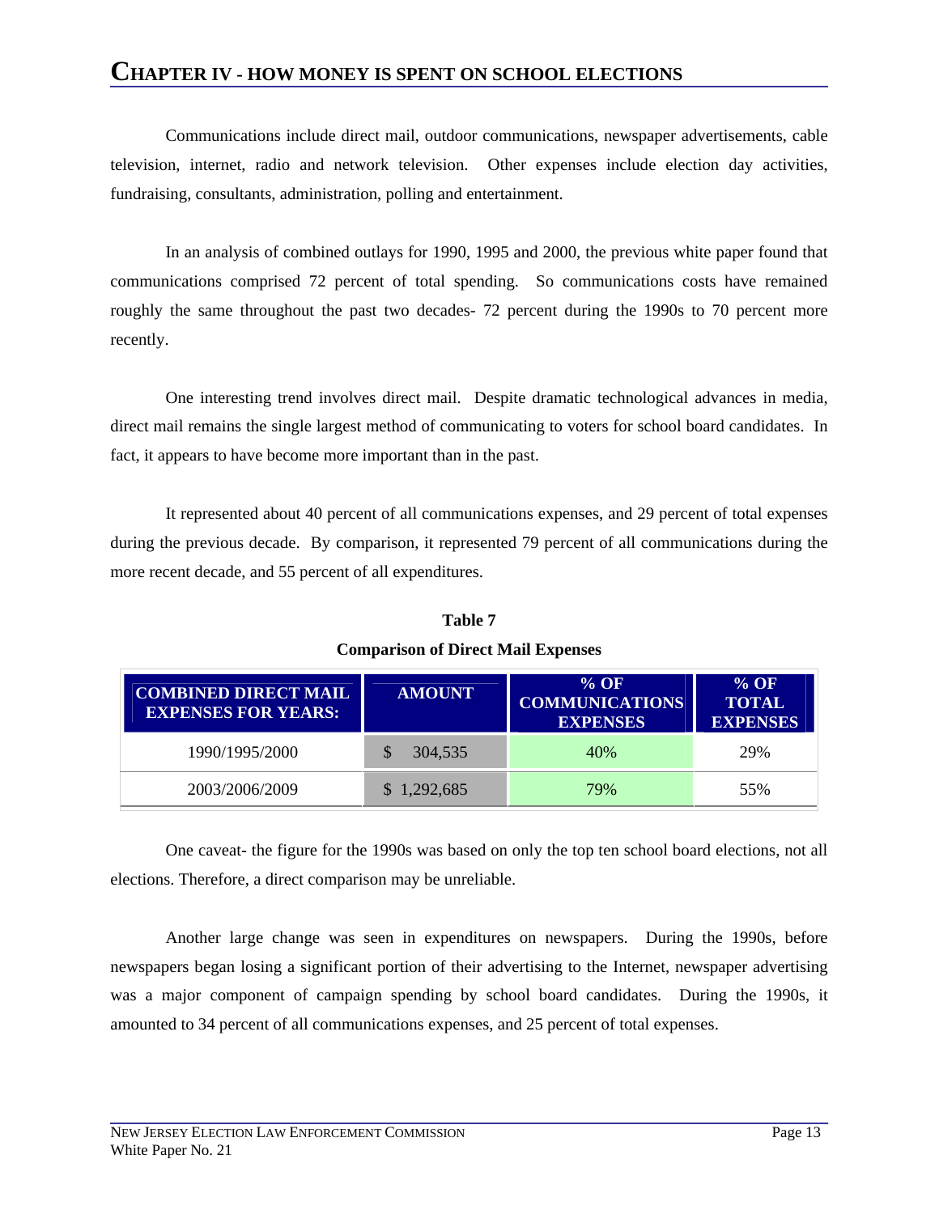## CHAPTER IV - HOW MONEY IS SPENT ON SCHOOL ELECTIONS

Communications include direct mail, outdoor communications, newspaper advertisements, cable television, internet, radio and network television. Other expenses include election day activities, fundraising, consultants, administration, polling and entertainment.

In an analysis of combined outlays for 1990, 1995 and 2000, the previous white paper found that communications comprised 72 percent of total spending. So communications costs have remained roughly the same throughout the past two decades- 72 percent during the 1990s to 70 percent more recently.

One interesting trend involves direct mail. Despite dramatic technological advances in media, direct mail remains the single largest method of communicating to voters for school board candidates. In fact, it appears to have become more important than in the past.

It represented about 40 percent of all communications expenses, and 29 percent of total expenses during the previous decade. By comparison, it represented 79 percent of all communications during the more recent decade, and 55 percent of all expenditures.

**Table 7**

**Comparison of Direct Mail Expenses**

| COMBINED DIRECT MAIL EXPENSES FOR YEARS: | AMOUNT | % OF COMMUNICATIONS EXPENSES | % OF TOTAL EXPENSES |
|---|---|---|---|
| 1990/1995/2000 | $ 304,535 | 40% | 29% |
| 2003/2006/2009 | $ 1,292,685 | 79% | 55% |

One caveat- the figure for the 1990s was based on only the top ten school board elections, not all elections. Therefore, a direct comparison may be unreliable.

Another large change was seen in expenditures on newspapers. During the 1990s, before newspapers began losing a significant portion of their advertising to the Internet, newspaper advertising was a major component of campaign spending by school board candidates. During the 1990s, it amounted to 34 percent of all communications expenses, and 25 percent of total expenses.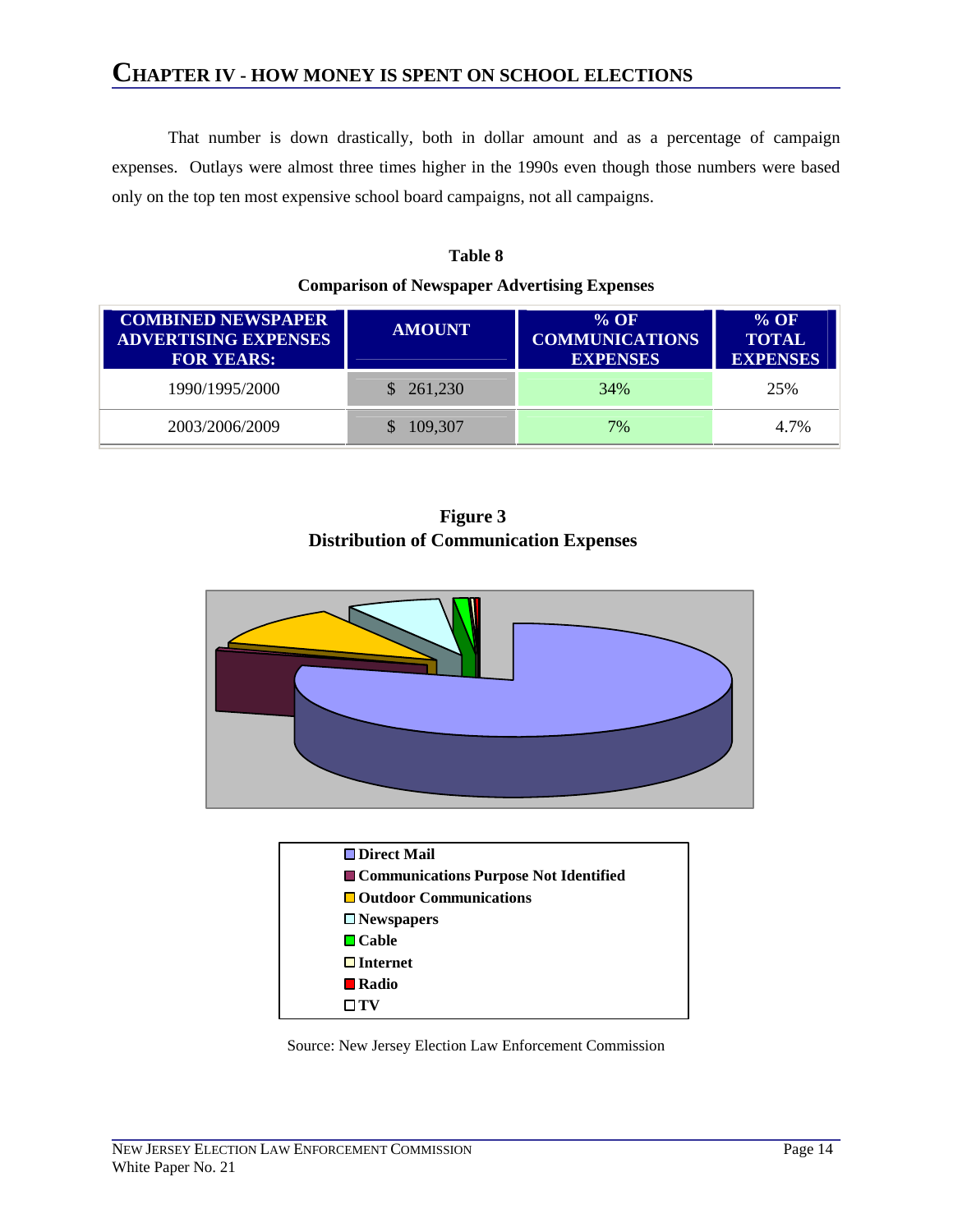# CHAPTER IV - HOW MONEY IS SPENT ON SCHOOL ELECTIONS

That number is down drastically, both in dollar amount and as a percentage of campaign expenses. Outlays were almost three times higher in the 1990s even though those numbers were based only on the top ten most expensive school board campaigns, not all campaigns.

**Table 8**

**Comparison of Newspaper Advertising Expenses**

| COMBINED NEWSPAPER ADVERTISING EXPENSES FOR YEARS: | AMOUNT | % OF COMMUNICATIONS EXPENSES | % OF TOTAL EXPENSES |
|---|---|---|---|
| 1990/1995/2000 | $ 261,230 | 34% | 25% |
| 2003/2006/2009 | $ 109,307 | 7% | 4.7% |

**Figure 3**
**Distribution of Communication Expenses**

- Direct Mail
- Communications Purpose Not Identified
- Outdoor Communications
- Newspapers
- Cable
- Internet
- Radio
- TV

Source: New Jersey Election Law Enforcement Commission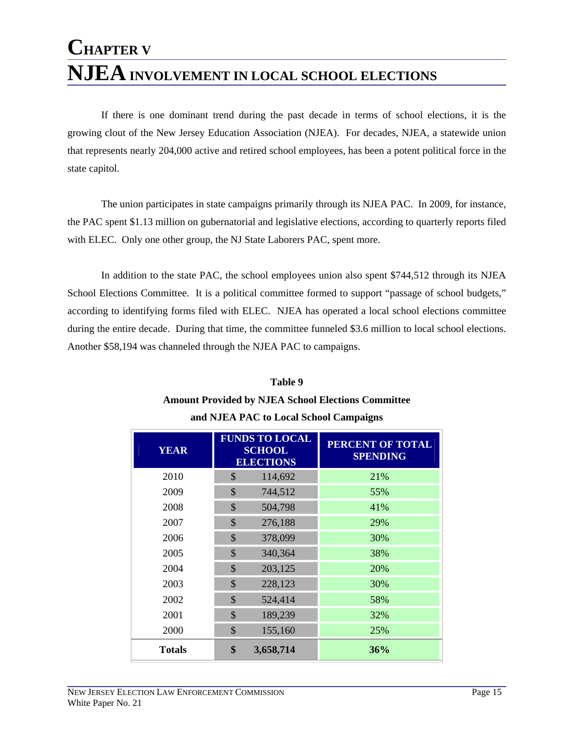# CHAPTER V

# NJEA INVOLVEMENT IN LOCAL SCHOOL ELECTIONS

If there is one dominant trend during the past decade in terms of school elections, it is the growing clout of the New Jersey Education Association (NJEA). For decades, NJEA, a statewide union that represents nearly 204,000 active and retired school employees, has been a potent political force in the state capitol.

The union participates in state campaigns primarily through its NJEA PAC. In 2009, for instance, the PAC spent $1.13 million on gubernatorial and legislative elections, according to quarterly reports filed with ELEC. Only one other group, the NJ State Laborers PAC, spent more.

In addition to the state PAC, the school employees union also spent $744,512 through its NJEA School Elections Committee. It is a political committee formed to support "passage of school budgets," according to identifying forms filed with ELEC. NJEA has operated a local school elections committee during the entire decade. During that time, the committee funneled $3.6 million to local school elections. Another $58,194 was channeled through the NJEA PAC to campaigns.

**Table 9**

**Amount Provided by NJEA School Elections Committee and NJEA PAC to Local School Campaigns**

| YEAR | FUNDS TO LOCAL SCHOOL ELECTIONS | PERCENT OF TOTAL SPENDING |
|---|---|---|
| 2010 | $ 114,692 | 21% |
| 2009 | $ 744,512 | 55% |
| 2008 | $ 504,798 | 41% |
| 2007 | $ 276,188 | 29% |
| 2006 | $ 378,099 | 30% |
| 2005 | $ 340,364 | 38% |
| 2004 | $ 203,125 | 20% |
| 2003 | $ 228,123 | 30% |
| 2002 | $ 524,414 | 58% |
| 2001 | $ 189,239 | 32% |
| 2000 | $ 155,160 | 25% |
| **Totals** | **$ 3,658,714** | **36%** |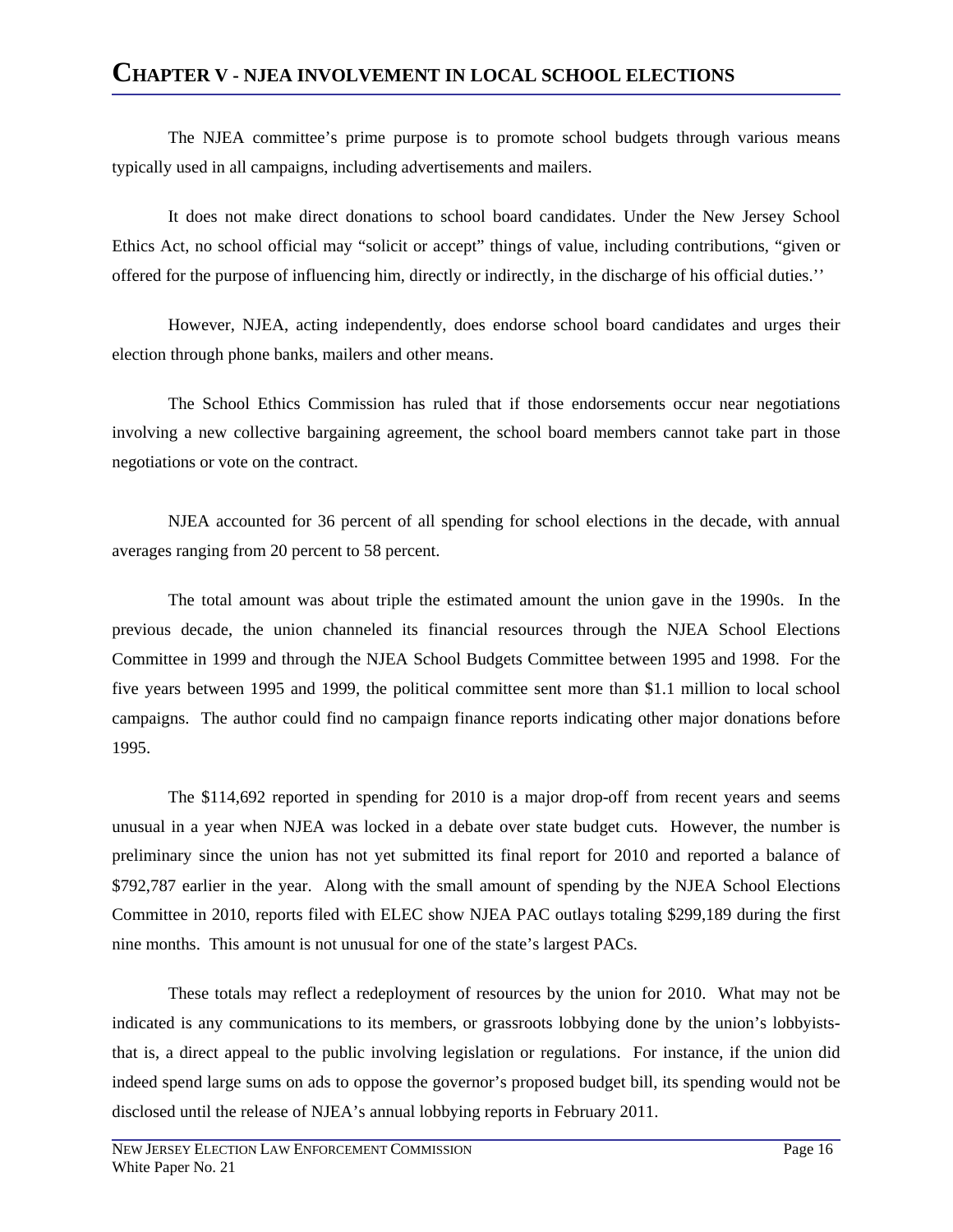# CHAPTER V - NJEA INVOLVEMENT IN LOCAL SCHOOL ELECTIONS

The NJEA committee's prime purpose is to promote school budgets through various means typically used in all campaigns, including advertisements and mailers.

It does not make direct donations to school board candidates. Under the New Jersey School Ethics Act, no school official may "solicit or accept" things of value, including contributions, "given or offered for the purpose of influencing him, directly or indirectly, in the discharge of his official duties.''

However, NJEA, acting independently, does endorse school board candidates and urges their election through phone banks, mailers and other means.

The School Ethics Commission has ruled that if those endorsements occur near negotiations involving a new collective bargaining agreement, the school board members cannot take part in those negotiations or vote on the contract.

NJEA accounted for 36 percent of all spending for school elections in the decade, with annual averages ranging from 20 percent to 58 percent.

The total amount was about triple the estimated amount the union gave in the 1990s. In the previous decade, the union channeled its financial resources through the NJEA School Elections Committee in 1999 and through the NJEA School Budgets Committee between 1995 and 1998. For the five years between 1995 and 1999, the political committee sent more than $1.1 million to local school campaigns. The author could find no campaign finance reports indicating other major donations before 1995.

The $114,692 reported in spending for 2010 is a major drop-off from recent years and seems unusual in a year when NJEA was locked in a debate over state budget cuts. However, the number is preliminary since the union has not yet submitted its final report for 2010 and reported a balance of $792,787 earlier in the year. Along with the small amount of spending by the NJEA School Elections Committee in 2010, reports filed with ELEC show NJEA PAC outlays totaling $299,189 during the first nine months. This amount is not unusual for one of the state's largest PACs.

These totals may reflect a redeployment of resources by the union for 2010. What may not be indicated is any communications to its members, or grassroots lobbying done by the union's lobbyists- that is, a direct appeal to the public involving legislation or regulations. For instance, if the union did indeed spend large sums on ads to oppose the governor's proposed budget bill, its spending would not be disclosed until the release of NJEA's annual lobbying reports in February 2011.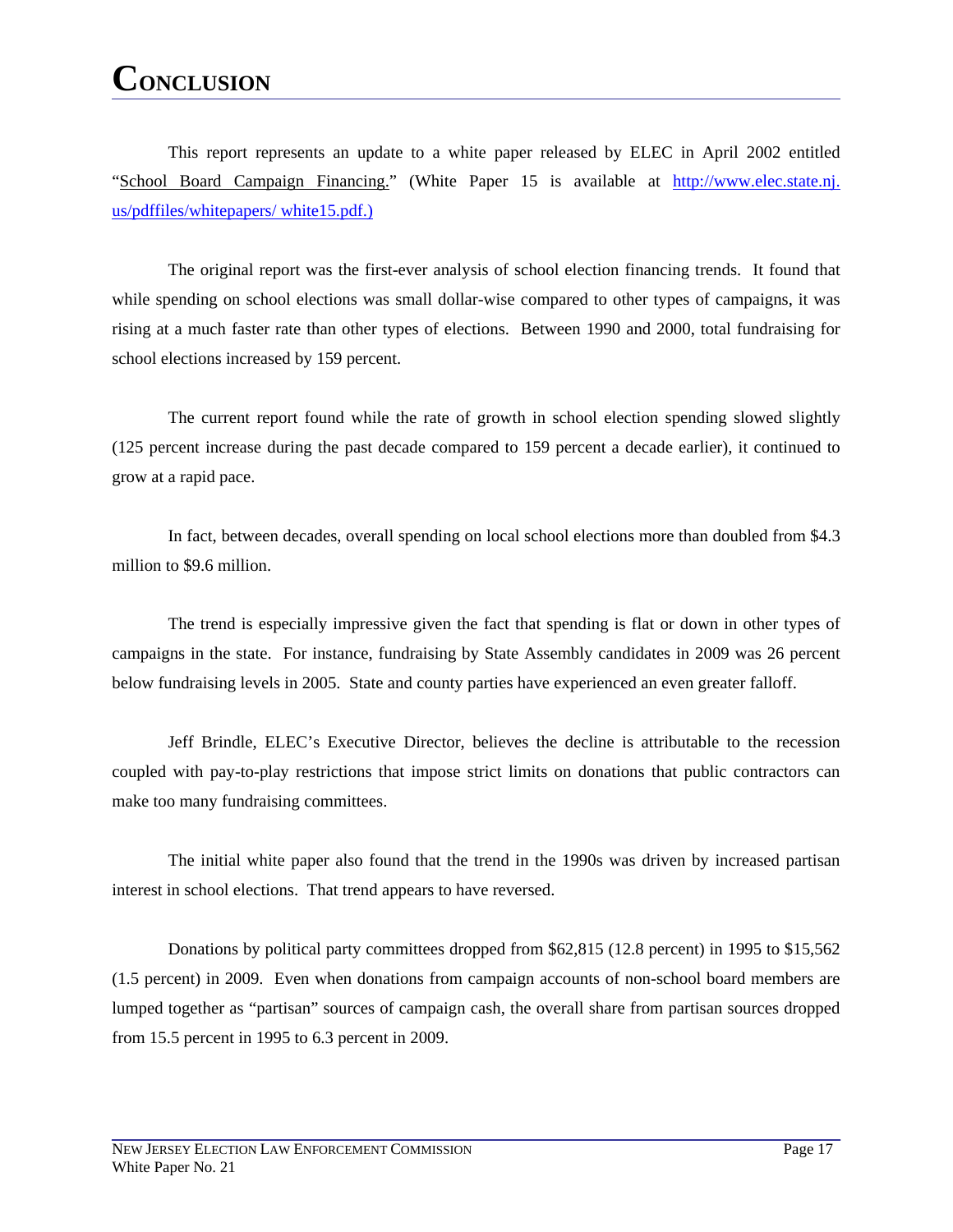# Conclusion

This report represents an update to a white paper released by ELEC in April 2002 entitled "School Board Campaign Financing." (White Paper 15 is available at http://www.elec.state.nj.us/pdffiles/whitepapers/ white15.pdf.)

The original report was the first-ever analysis of school election financing trends. It found that while spending on school elections was small dollar-wise compared to other types of campaigns, it was rising at a much faster rate than other types of elections. Between 1990 and 2000, total fundraising for school elections increased by 159 percent.

The current report found while the rate of growth in school election spending slowed slightly (125 percent increase during the past decade compared to 159 percent a decade earlier), it continued to grow at a rapid pace.

In fact, between decades, overall spending on local school elections more than doubled from $4.3 million to $9.6 million.

The trend is especially impressive given the fact that spending is flat or down in other types of campaigns in the state. For instance, fundraising by State Assembly candidates in 2009 was 26 percent below fundraising levels in 2005. State and county parties have experienced an even greater falloff.

Jeff Brindle, ELEC's Executive Director, believes the decline is attributable to the recession coupled with pay-to-play restrictions that impose strict limits on donations that public contractors can make too many fundraising committees.

The initial white paper also found that the trend in the 1990s was driven by increased partisan interest in school elections. That trend appears to have reversed.

Donations by political party committees dropped from $62,815 (12.8 percent) in 1995 to $15,562 (1.5 percent) in 2009. Even when donations from campaign accounts of non-school board members are lumped together as "partisan" sources of campaign cash, the overall share from partisan sources dropped from 15.5 percent in 1995 to 6.3 percent in 2009.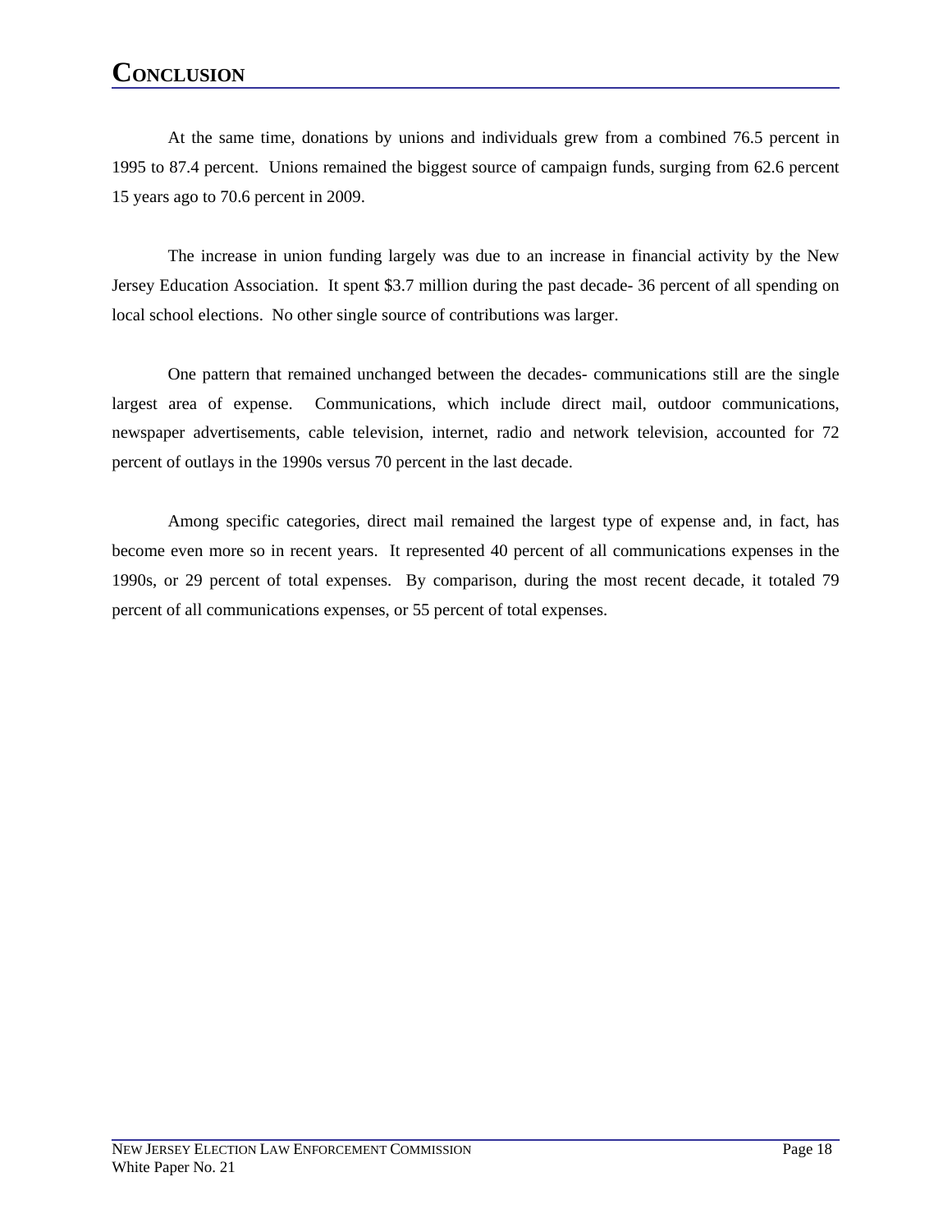# CONCLUSION

At the same time, donations by unions and individuals grew from a combined 76.5 percent in 1995 to 87.4 percent. Unions remained the biggest source of campaign funds, surging from 62.6 percent 15 years ago to 70.6 percent in 2009.

The increase in union funding largely was due to an increase in financial activity by the New Jersey Education Association. It spent $3.7 million during the past decade- 36 percent of all spending on local school elections. No other single source of contributions was larger.

One pattern that remained unchanged between the decades- communications still are the single largest area of expense. Communications, which include direct mail, outdoor communications, newspaper advertisements, cable television, internet, radio and network television, accounted for 72 percent of outlays in the 1990s versus 70 percent in the last decade.

Among specific categories, direct mail remained the largest type of expense and, in fact, has become even more so in recent years. It represented 40 percent of all communications expenses in the 1990s, or 29 percent of total expenses. By comparison, during the most recent decade, it totaled 79 percent of all communications expenses, or 55 percent of total expenses.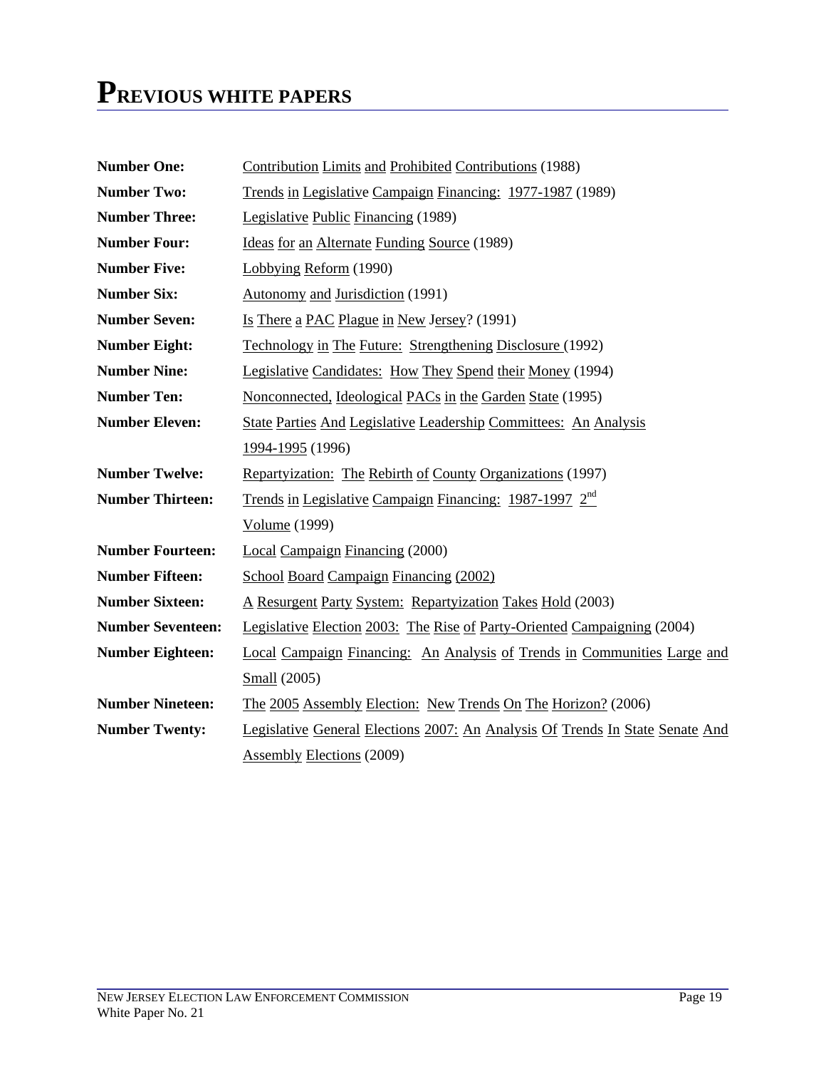# PREVIOUS WHITE PAPERS

| | |
|---|---|
| **Number One:** | Contribution Limits and Prohibited Contributions (1988) |
| **Number Two:** | Trends in Legislative Campaign Financing: 1977-1987 (1989) |
| **Number Three:** | Legislative Public Financing (1989) |
| **Number Four:** | Ideas for an Alternate Funding Source (1989) |
| **Number Five:** | Lobbying Reform (1990) |
| **Number Six:** | Autonomy and Jurisdiction (1991) |
| **Number Seven:** | Is There a PAC Plague in New Jersey? (1991) |
| **Number Eight:** | Technology in The Future: Strengthening Disclosure (1992) |
| **Number Nine:** | Legislative Candidates: How They Spend their Money (1994) |
| **Number Ten:** | Nonconnected, Ideological PACs in the Garden State (1995) |
| **Number Eleven:** | State Parties And Legislative Leadership Committees: An Analysis 1994-1995 (1996) |
| **Number Twelve:** | Repartyization: The Rebirth of County Organizations (1997) |
| **Number Thirteen:** | Trends in Legislative Campaign Financing: 1987-1997 2nd Volume (1999) |
| **Number Fourteen:** | Local Campaign Financing (2000) |
| **Number Fifteen:** | School Board Campaign Financing (2002) |
| **Number Sixteen:** | A Resurgent Party System: Repartyization Takes Hold (2003) |
| **Number Seventeen:** | Legislative Election 2003: The Rise of Party-Oriented Campaigning (2004) |
| **Number Eighteen:** | Local Campaign Financing: An Analysis of Trends in Communities Large and Small (2005) |
| **Number Nineteen:** | The 2005 Assembly Election: New Trends On The Horizon? (2006) |
| **Number Twenty:** | Legislative General Elections 2007: An Analysis Of Trends In State Senate And Assembly Elections (2009) |